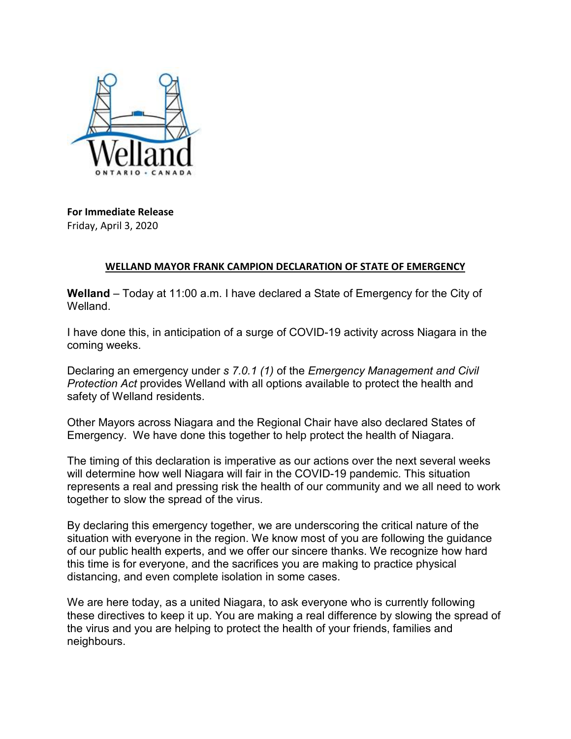**For Immediate Release**
Friday, April 3, 2020

## WELLAND MAYOR FRANK CAMPION DECLARATION OF STATE OF EMERGENCY

**Welland** – Today at 11:00 a.m. I have declared a State of Emergency for the City of Welland.

I have done this, in anticipation of a surge of COVID-19 activity across Niagara in the coming weeks.

Declaring an emergency under *s 7.0.1 (1)* of the *Emergency Management and Civil Protection Act* provides Welland with all options available to protect the health and safety of Welland residents.

Other Mayors across Niagara and the Regional Chair have also declared States of Emergency. We have done this together to help protect the health of Niagara.

The timing of this declaration is imperative as our actions over the next several weeks will determine how well Niagara will fair in the COVID-19 pandemic. This situation represents a real and pressing risk the health of our community and we all need to work together to slow the spread of the virus.

By declaring this emergency together, we are underscoring the critical nature of the situation with everyone in the region. We know most of you are following the guidance of our public health experts, and we offer our sincere thanks. We recognize how hard this time is for everyone, and the sacrifices you are making to practice physical distancing, and even complete isolation in some cases.

We are here today, as a united Niagara, to ask everyone who is currently following these directives to keep it up. You are making a real difference by slowing the spread of the virus and you are helping to protect the health of your friends, families and neighbours.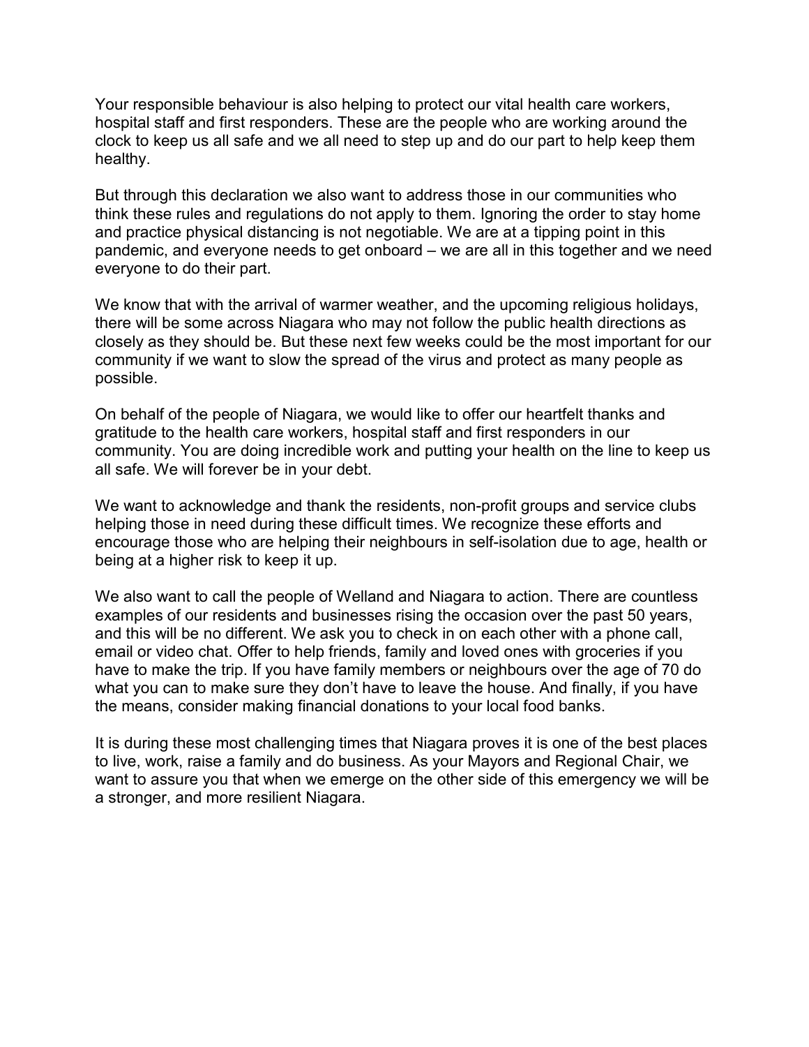Your responsible behaviour is also helping to protect our vital health care workers, hospital staff and first responders. These are the people who are working around the clock to keep us all safe and we all need to step up and do our part to help keep them healthy.

But through this declaration we also want to address those in our communities who think these rules and regulations do not apply to them. Ignoring the order to stay home and practice physical distancing is not negotiable. We are at a tipping point in this pandemic, and everyone needs to get onboard – we are all in this together and we need everyone to do their part.

We know that with the arrival of warmer weather, and the upcoming religious holidays, there will be some across Niagara who may not follow the public health directions as closely as they should be. But these next few weeks could be the most important for our community if we want to slow the spread of the virus and protect as many people as possible.

On behalf of the people of Niagara, we would like to offer our heartfelt thanks and gratitude to the health care workers, hospital staff and first responders in our community. You are doing incredible work and putting your health on the line to keep us all safe. We will forever be in your debt.

We want to acknowledge and thank the residents, non-profit groups and service clubs helping those in need during these difficult times. We recognize these efforts and encourage those who are helping their neighbours in self-isolation due to age, health or being at a higher risk to keep it up.

We also want to call the people of Welland and Niagara to action. There are countless examples of our residents and businesses rising the occasion over the past 50 years, and this will be no different. We ask you to check in on each other with a phone call, email or video chat. Offer to help friends, family and loved ones with groceries if you have to make the trip. If you have family members or neighbours over the age of 70 do what you can to make sure they don't have to leave the house. And finally, if you have the means, consider making financial donations to your local food banks.

It is during these most challenging times that Niagara proves it is one of the best places to live, work, raise a family and do business. As your Mayors and Regional Chair, we want to assure you that when we emerge on the other side of this emergency we will be a stronger, and more resilient Niagara.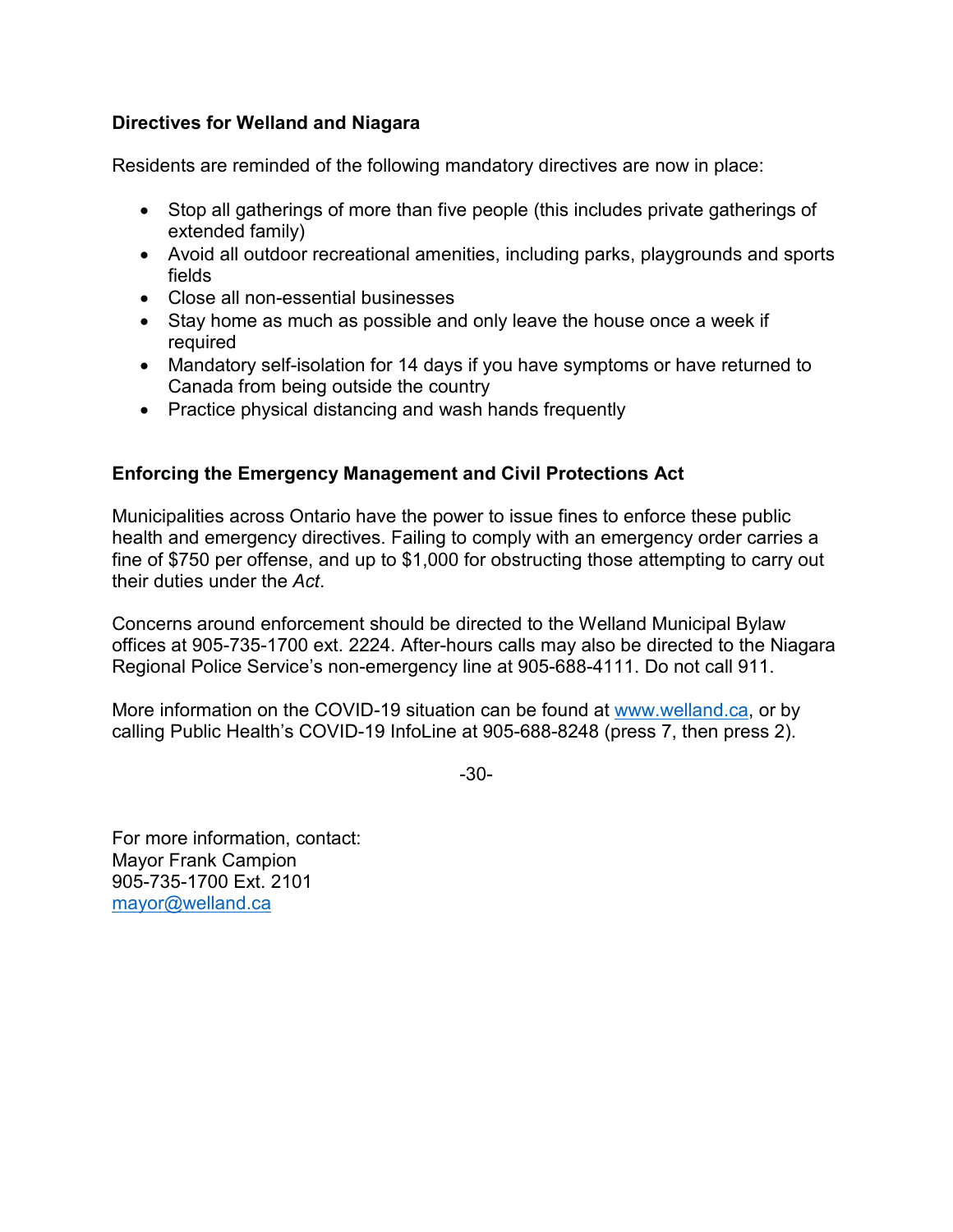**Directives for Welland and Niagara**

Residents are reminded of the following mandatory directives are now in place:

- Stop all gatherings of more than five people (this includes private gatherings of extended family)
- Avoid all outdoor recreational amenities, including parks, playgrounds and sports fields
- Close all non-essential businesses
- Stay home as much as possible and only leave the house once a week if required
- Mandatory self-isolation for 14 days if you have symptoms or have returned to Canada from being outside the country
- Practice physical distancing and wash hands frequently

**Enforcing the Emergency Management and Civil Protections Act**

Municipalities across Ontario have the power to issue fines to enforce these public health and emergency directives. Failing to comply with an emergency order carries a fine of $750 per offense, and up to $1,000 for obstructing those attempting to carry out their duties under the *Act*.

Concerns around enforcement should be directed to the Welland Municipal Bylaw offices at 905-735-1700 ext. 2224. After-hours calls may also be directed to the Niagara Regional Police Service's non-emergency line at 905-688-4111. Do not call 911.

More information on the COVID-19 situation can be found at [www.welland.ca](http://www.welland.ca), or by calling Public Health's COVID-19 InfoLine at 905-688-8248 (press 7, then press 2).

-30-

For more information, contact:
Mayor Frank Campion
905-735-1700 Ext. 2101
[mayor@welland.ca](mailto:mayor@welland.ca)